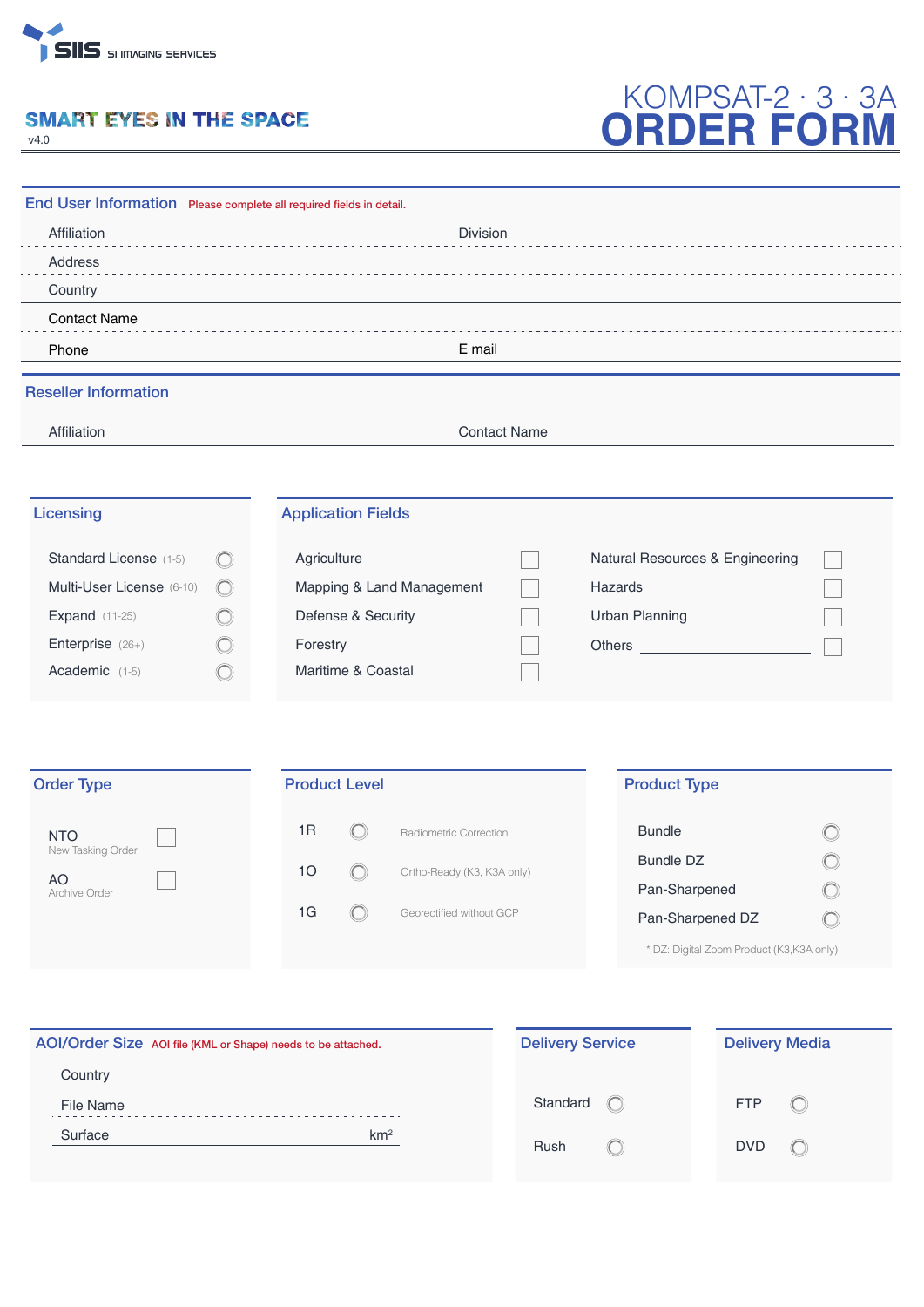SIIS SI IMAGING SERVICES

SMART EYES IN THE SPACE
v4.0

# KOMPSAT-2 · 3 · 3A
# ORDER FORM

## End User Information

Please complete all required fields in detail.

Affiliation | Division
Address
Country
Contact Name
Phone | E mail

## Reseller Information

Affiliation | Contact Name

## Licensing

- Standard License (1-5) ○
- Multi-User License (6-10) ○
- Expand (11-25) ○
- Enterprise (26+) ○
- Academic (1-5) ○

## Application Fields

- Agriculture ☐
- Mapping & Land Management ☐
- Defense & Security ☐
- Forestry ☐
- Maritime & Coastal ☐
- Natural Resources & Engineering ☐
- Hazards ☐
- Urban Planning ☐
- Others ______________ ☐

## Order Type

- NTO (New Tasking Order) ☐
- AO (Archive Order) ☐

## Product Level

- 1R ○ Radiometric Correction
- 1O ○ Ortho-Ready (K3, K3A only)
- 1G ○ Georectified without GCP

## Product Type

- Bundle ○
- Bundle DZ ○
- Pan-Sharpened ○
- Pan-Sharpened DZ ○

* DZ: Digital Zoom Product (K3,K3A only)

## AOI/Order Size

AOI file (KML or Shape) needs to be attached.

Country
File Name
Surface km²

## Delivery Service

- Standard ○
- Rush ○

## Delivery Media

- FTP ○
- DVD ○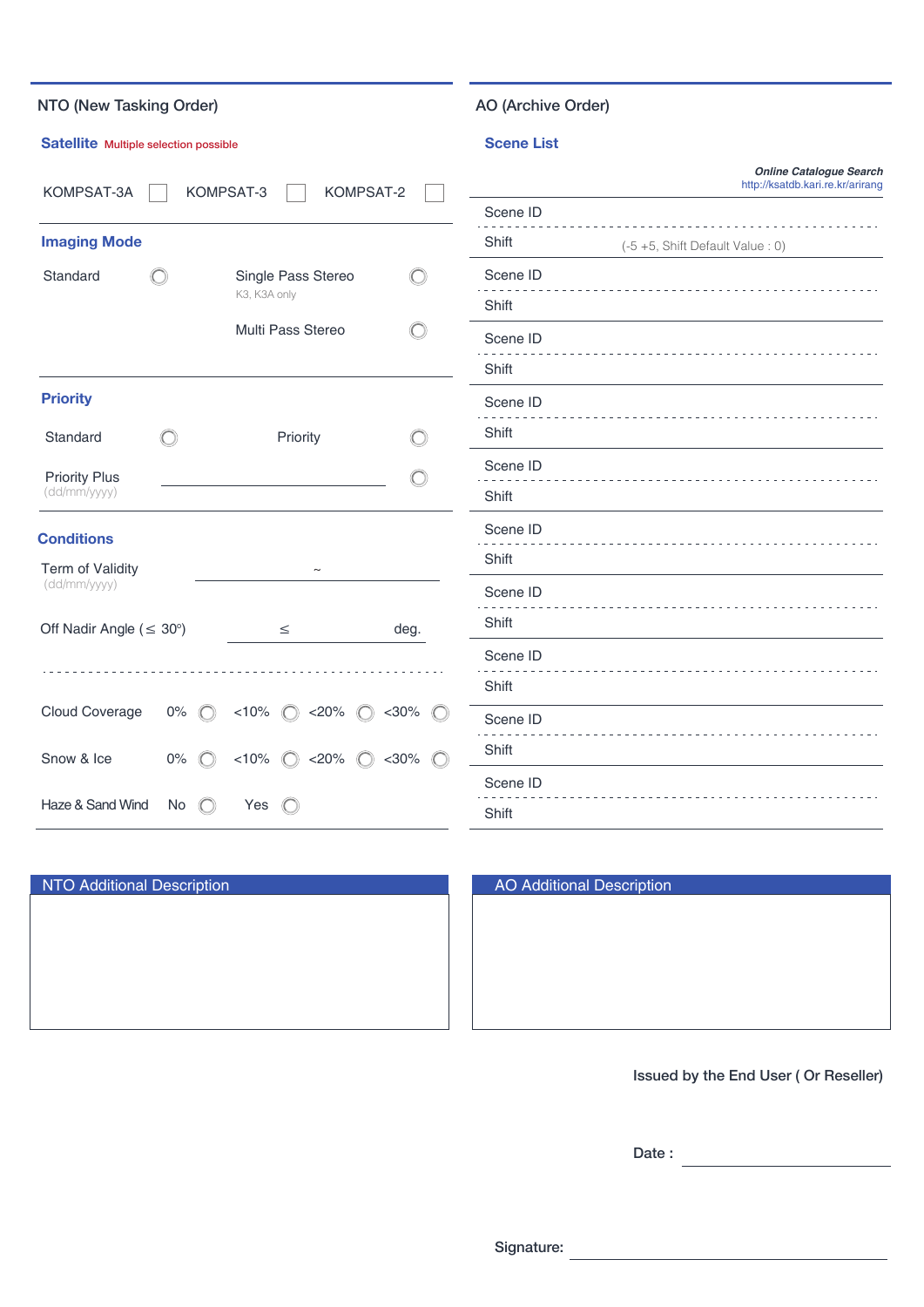## NTO (New Tasking Order)

### Satellite
Multiple selection possible

| KOMPSAT-3A | ☐ | KOMPSAT-3 | ☐ | KOMPSAT-2 | ☐ |
|---|---|---|---|---|---|

### Imaging Mode

- Standard ○
- Single Pass Stereo ○ (K3, K3A only)
- Multi Pass Stereo ○

### Priority

- Standard ○
- Priority ○
- Priority Plus (dd/mm/yyyy) ________ ○

### Conditions

Term of Validity (dd/mm/yyyy) ________ ~ ________

Off Nadir Angle (≤ 30°) ________ ≤ ________ deg.

| | | | | |
|---|---|---|---|---|
| Cloud Coverage | 0% ○ | <10% ○ | <20% ○ | <30% ○ |
| Snow & Ice | 0% ○ | <10% ○ | <20% ○ | <30% ○ |
| Haze & Sand Wind | No ○ | Yes ○ | | |

## AO (Archive Order)

### Scene List

***Online Catalogue Search***
http://ksatdb.kari.re.kr/arirang

| | |
|---|---|
| Scene ID | |
| Shift | (-5 +5, Shift Default Value : 0) |
| Scene ID | |
| Shift | |
| Scene ID | |
| Shift | |
| Scene ID | |
| Shift | |
| Scene ID | |
| Shift | |
| Scene ID | |
| Shift | |
| Scene ID | |
| Shift | |
| Scene ID | |
| Shift | |
| Scene ID | |
| Shift | |
| Scene ID | |
| Shift | |

### NTO Additional Description

### AO Additional Description

**Issued by the End User ( Or Reseller)**

**Date :** ________

**Signature:** ________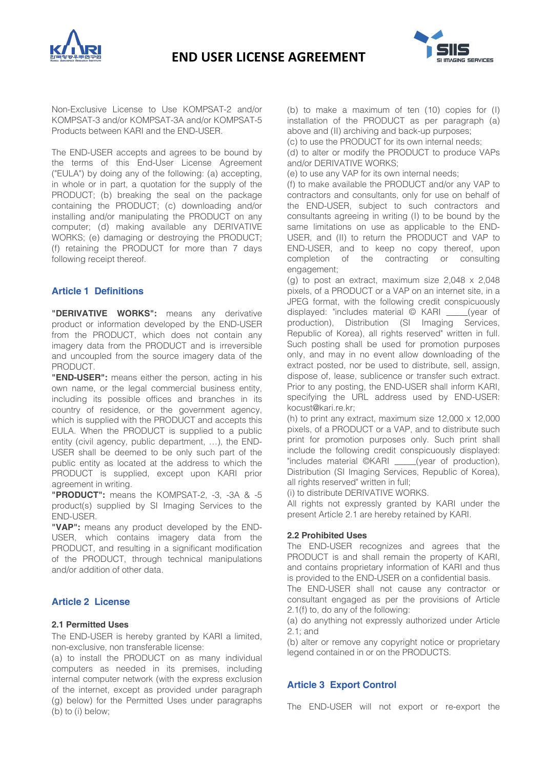# END USER LICENSE AGREEMENT

Non-Exclusive License to Use KOMPSAT-2 and/or KOMPSAT-3 and/or KOMPSAT-3A and/or KOMPSAT-5 Products between KARI and the END-USER.

The END-USER accepts and agrees to be bound by the terms of this End-User License Agreement ("EULA") by doing any of the following: (a) accepting, in whole or in part, a quotation for the supply of the PRODUCT; (b) breaking the seal on the package containing the PRODUCT; (c) downloading and/or installing and/or manipulating the PRODUCT on any computer; (d) making available any DERIVATIVE WORKS; (e) damaging or destroying the PRODUCT; (f) retaining the PRODUCT for more than 7 days following receipt thereof.

## Article 1 Definitions

**"DERIVATIVE WORKS":** means any derivative product or information developed by the END-USER from the PRODUCT, which does not contain any imagery data from the PRODUCT and is irreversible and uncoupled from the source imagery data of the PRODUCT.

**"END-USER":** means either the person, acting in his own name, or the legal commercial business entity, including its possible offices and branches in its country of residence, or the government agency, which is supplied with the PRODUCT and accepts this EULA. When the PRODUCT is supplied to a public entity (civil agency, public department, …), the END-USER shall be deemed to be only such part of the public entity as located at the address to which the PRODUCT is supplied, except upon KARI prior agreement in writing.

**"PRODUCT":** means the KOMPSAT-2, -3, -3A & -5 product(s) supplied by SI Imaging Services to the END-USER.

**"VAP":** means any product developed by the END-USER, which contains imagery data from the PRODUCT, and resulting in a significant modification of the PRODUCT, through technical manipulations and/or addition of other data.

## Article 2 License

### 2.1 Permitted Uses

The END-USER is hereby granted by KARI a limited, non-exclusive, non transferable license:

(a) to install the PRODUCT on as many individual computers as needed in its premises, including internal computer network (with the express exclusion of the internet, except as provided under paragraph (g) below) for the Permitted Uses under paragraphs (b) to (i) below;

(b) to make a maximum of ten (10) copies for (I) installation of the PRODUCT as per paragraph (a) above and (II) archiving and back-up purposes;

(c) to use the PRODUCT for its own internal needs;

(d) to alter or modify the PRODUCT to produce VAPs and/or DERIVATIVE WORKS;

(e) to use any VAP for its own internal needs;

(f) to make available the PRODUCT and/or any VAP to contractors and consultants, only for use on behalf of the END-USER, subject to such contractors and consultants agreeing in writing (I) to be bound by the same limitations on use as applicable to the END-USER, and (II) to return the PRODUCT and VAP to END-USER, and to keep no copy thereof, upon completion of the contracting or consulting engagement;

(g) to post an extract, maximum size 2,048 x 2,048 pixels, of a PRODUCT or a VAP on an internet site, in a JPEG format, with the following credit conspicuously displayed: "includes material © KARI \_\_\_\_(year of production), Distribution (SI Imaging Services, Republic of Korea), all rights reserved" written in full. Such posting shall be used for promotion purposes only, and may in no event allow downloading of the extract posted, nor be used to distribute, sell, assign, dispose of, lease, sublicence or transfer such extract. Prior to any posting, the END-USER shall inform KARI, specifying the URL address used by END-USER: kocust@kari.re.kr;

(h) to print any extract, maximum size 12,000 x 12,000 pixels, of a PRODUCT or a VAP, and to distribute such print for promotion purposes only. Such print shall include the following credit conspicuously displayed: "includes material ©KARI \_\_\_\_(year of production), Distribution (SI Imaging Services, Republic of Korea), all rights reserved" written in full;

(i) to distribute DERIVATIVE WORKS.

All rights not expressly granted by KARI under the present Article 2.1 are hereby retained by KARI.

### 2.2 Prohibited Uses

The END-USER recognizes and agrees that the PRODUCT is and shall remain the property of KARI, and contains proprietary information of KARI and thus is provided to the END-USER on a confidential basis.

The END-USER shall not cause any contractor or consultant engaged as per the provisions of Article 2.1(f) to, do any of the following:

(a) do anything not expressly authorized under Article 2.1; and

(b) alter or remove any copyright notice or proprietary legend contained in or on the PRODUCTS.

## Article 3 Export Control

The END-USER will not export or re-export the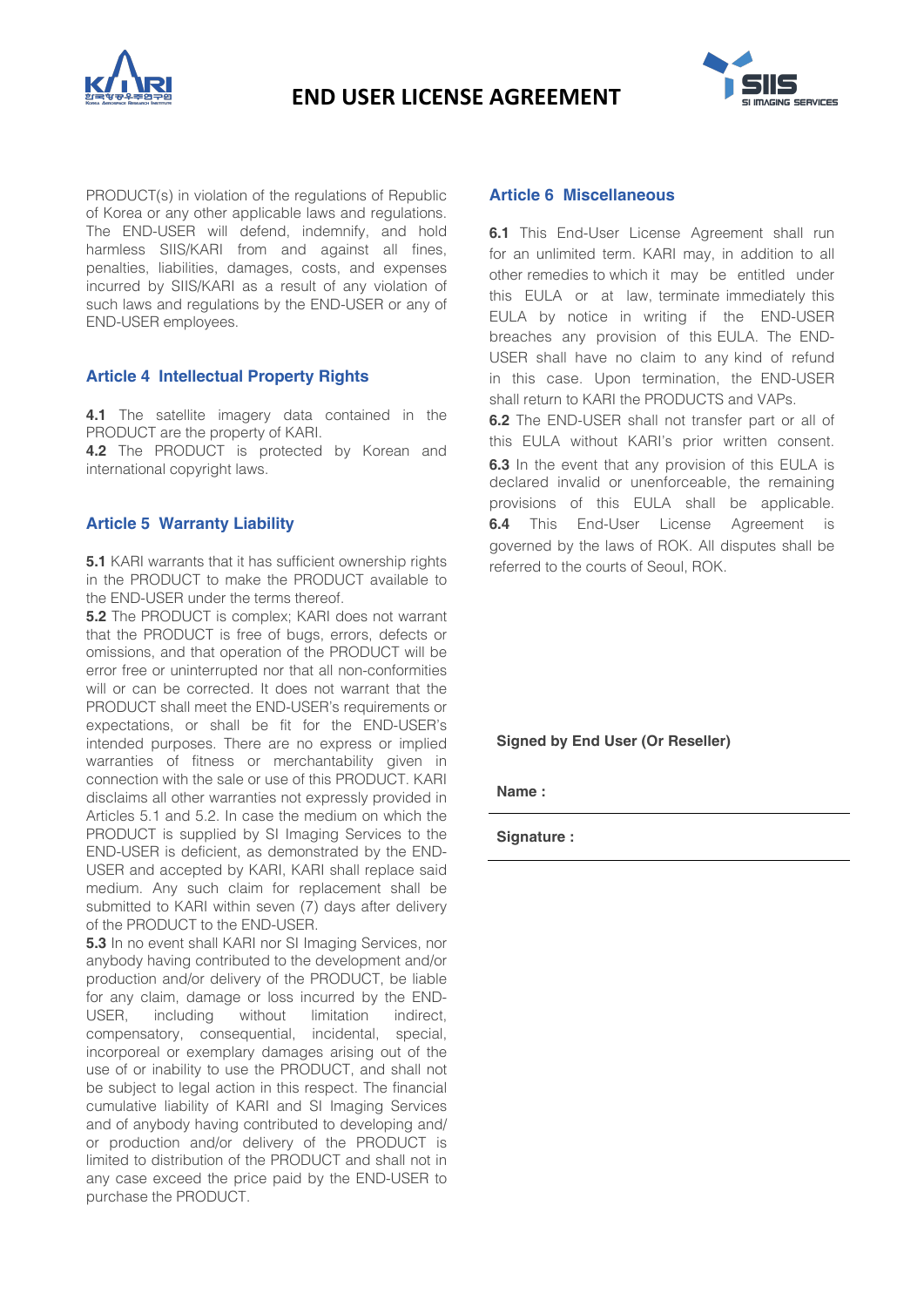PRODUCT(s) in violation of the regulations of Republic of Korea or any other applicable laws and regulations. The END-USER will defend, indemnify, and hold harmless SIIS/KARI from and against all fines, penalties, liabilities, damages, costs, and expenses incurred by SIIS/KARI as a result of any violation of such laws and regulations by the END-USER or any of END-USER employees.

## Article 4 Intellectual Property Rights

**4.1** The satellite imagery data contained in the PRODUCT are the property of KARI.
**4.2** The PRODUCT is protected by Korean and international copyright laws.

## Article 5 Warranty Liability

**5.1** KARI warrants that it has sufficient ownership rights in the PRODUCT to make the PRODUCT available to the END-USER under the terms thereof.
**5.2** The PRODUCT is complex; KARI does not warrant that the PRODUCT is free of bugs, errors, defects or omissions, and that operation of the PRODUCT will be error free or uninterrupted nor that all non-conformities will or can be corrected. It does not warrant that the PRODUCT shall meet the END-USER's requirements or expectations, or shall be fit for the END-USER's intended purposes. There are no express or implied warranties of fitness or merchantability given in connection with the sale or use of this PRODUCT. KARI disclaims all other warranties not expressly provided in Articles 5.1 and 5.2. In case the medium on which the PRODUCT is supplied by SI Imaging Services to the END-USER is deficient, as demonstrated by the END-USER and accepted by KARI, KARI shall replace said medium. Any such claim for replacement shall be submitted to KARI within seven (7) days after delivery of the PRODUCT to the END-USER.
**5.3** In no event shall KARI nor SI Imaging Services, nor anybody having contributed to the development and/or production and/or delivery of the PRODUCT, be liable for any claim, damage or loss incurred by the END-USER, including without limitation indirect, compensatory, consequential, incidental, special, incorporeal or exemplary damages arising out of the use of or inability to use the PRODUCT, and shall not be subject to legal action in this respect. The financial cumulative liability of KARI and SI Imaging Services and of anybody having contributed to developing and/or production and/or delivery of the PRODUCT is limited to distribution of the PRODUCT and shall not in any case exceed the price paid by the END-USER to purchase the PRODUCT.

## Article 6 Miscellaneous

**6.1** This End-User License Agreement shall run for an unlimited term. KARI may, in addition to all other remedies to which it may be entitled under this EULA or at law, terminate immediately this EULA by notice in writing if the END-USER breaches any provision of this EULA. The END-USER shall have no claim to any kind of refund in this case. Upon termination, the END-USER shall return to KARI the PRODUCTS and VAPs.
**6.2** The END-USER shall not transfer part or all of this EULA without KARI's prior written consent.
**6.3** In the event that any provision of this EULA is declared invalid or unenforceable, the remaining provisions of this EULA shall be applicable.
**6.4** This End-User License Agreement is governed by the laws of ROK. All disputes shall be referred to the courts of Seoul, ROK.

**Signed by End User (Or Reseller)**

**Name :**

**Signature :**